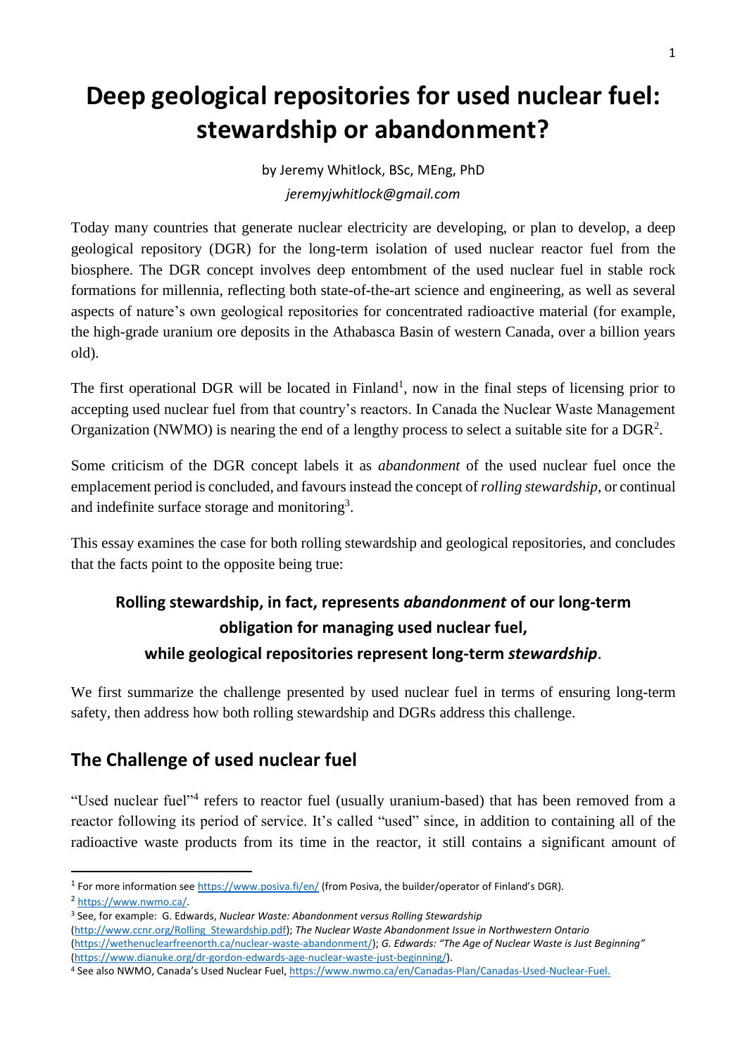# Deep geological repositories for used nuclear fuel: stewardship or abandonment?

by Jeremy Whitlock, BSc, MEng, PhD

*jeremyjwhitlock@gmail.com*

Today many countries that generate nuclear electricity are developing, or plan to develop, a deep geological repository (DGR) for the long-term isolation of used nuclear reactor fuel from the biosphere. The DGR concept involves deep entombment of the used nuclear fuel in stable rock formations for millennia, reflecting both state-of-the-art science and engineering, as well as several aspects of nature's own geological repositories for concentrated radioactive material (for example, the high-grade uranium ore deposits in the Athabasca Basin of western Canada, over a billion years old).

The first operational DGR will be located in Finland[1], now in the final steps of licensing prior to accepting used nuclear fuel from that country's reactors. In Canada the Nuclear Waste Management Organization (NWMO) is nearing the end of a lengthy process to select a suitable site for a DGR[2].

Some criticism of the DGR concept labels it as *abandonment* of the used nuclear fuel once the emplacement period is concluded, and favours instead the concept of *rolling stewardship*, or continual and indefinite surface storage and monitoring[3].

This essay examines the case for both rolling stewardship and geological repositories, and concludes that the facts point to the opposite being true:

**Rolling stewardship, in fact, represents *abandonment* of our long-term obligation for managing used nuclear fuel, while geological repositories represent long-term *stewardship*.**

We first summarize the challenge presented by used nuclear fuel in terms of ensuring long-term safety, then address how both rolling stewardship and DGRs address this challenge.

## The Challenge of used nuclear fuel

"Used nuclear fuel"[4] refers to reactor fuel (usually uranium-based) that has been removed from a reactor following its period of service. It's called "used" since, in addition to containing all of the radioactive waste products from its time in the reactor, it still contains a significant amount of

---

[1] For more information see https://www.posiva.fi/en/ (from Posiva, the builder/operator of Finland's DGR).

[2] https://www.nwmo.ca/.

[3] See, for example: G. Edwards, *Nuclear Waste: Abandonment versus Rolling Stewardship* (http://www.ccnr.org/Rolling_Stewardship.pdf); *The Nuclear Waste Abandonment Issue in Northwestern Ontario* (https://wethenuclearfreenorth.ca/nuclear-waste-abandonment/); *G. Edwards: "The Age of Nuclear Waste is Just Beginning"* (https://www.dianuke.org/dr-gordon-edwards-age-nuclear-waste-just-beginning/).

[4] See also NWMO, Canada's Used Nuclear Fuel, https://www.nwmo.ca/en/Canadas-Plan/Canadas-Used-Nuclear-Fuel.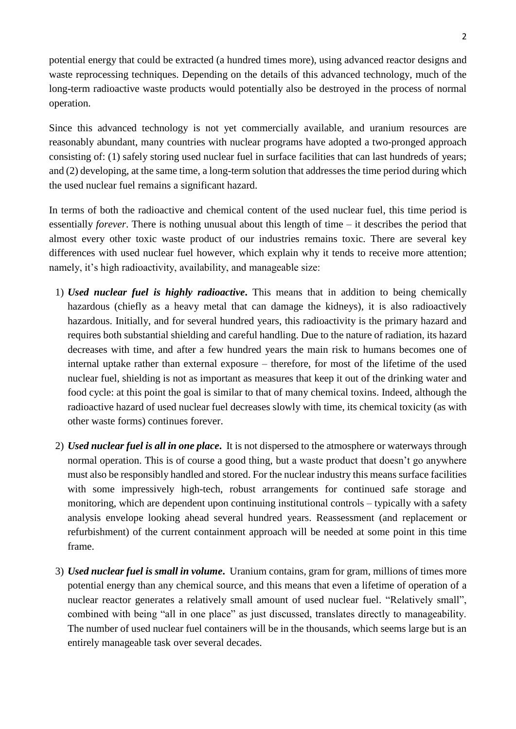potential energy that could be extracted (a hundred times more), using advanced reactor designs and waste reprocessing techniques. Depending on the details of this advanced technology, much of the long-term radioactive waste products would potentially also be destroyed in the process of normal operation.

Since this advanced technology is not yet commercially available, and uranium resources are reasonably abundant, many countries with nuclear programs have adopted a two-pronged approach consisting of: (1) safely storing used nuclear fuel in surface facilities that can last hundreds of years; and (2) developing, at the same time, a long-term solution that addresses the time period during which the used nuclear fuel remains a significant hazard.

In terms of both the radioactive and chemical content of the used nuclear fuel, this time period is essentially *forever*. There is nothing unusual about this length of time – it describes the period that almost every other toxic waste product of our industries remains toxic. There are several key differences with used nuclear fuel however, which explain why it tends to receive more attention; namely, it's high radioactivity, availability, and manageable size:

1) ***Used nuclear fuel is highly radioactive*.** This means that in addition to being chemically hazardous (chiefly as a heavy metal that can damage the kidneys), it is also radioactively hazardous. Initially, and for several hundred years, this radioactivity is the primary hazard and requires both substantial shielding and careful handling. Due to the nature of radiation, its hazard decreases with time, and after a few hundred years the main risk to humans becomes one of internal uptake rather than external exposure – therefore, for most of the lifetime of the used nuclear fuel, shielding is not as important as measures that keep it out of the drinking water and food cycle: at this point the goal is similar to that of many chemical toxins. Indeed, although the radioactive hazard of used nuclear fuel decreases slowly with time, its chemical toxicity (as with other waste forms) continues forever.

2) ***Used nuclear fuel is all in one place*.** It is not dispersed to the atmosphere or waterways through normal operation. This is of course a good thing, but a waste product that doesn't go anywhere must also be responsibly handled and stored. For the nuclear industry this means surface facilities with some impressively high-tech, robust arrangements for continued safe storage and monitoring, which are dependent upon continuing institutional controls – typically with a safety analysis envelope looking ahead several hundred years. Reassessment (and replacement or refurbishment) of the current containment approach will be needed at some point in this time frame.

3) ***Used nuclear fuel is small in volume*.** Uranium contains, gram for gram, millions of times more potential energy than any chemical source, and this means that even a lifetime of operation of a nuclear reactor generates a relatively small amount of used nuclear fuel. "Relatively small", combined with being "all in one place" as just discussed, translates directly to manageability. The number of used nuclear fuel containers will be in the thousands, which seems large but is an entirely manageable task over several decades.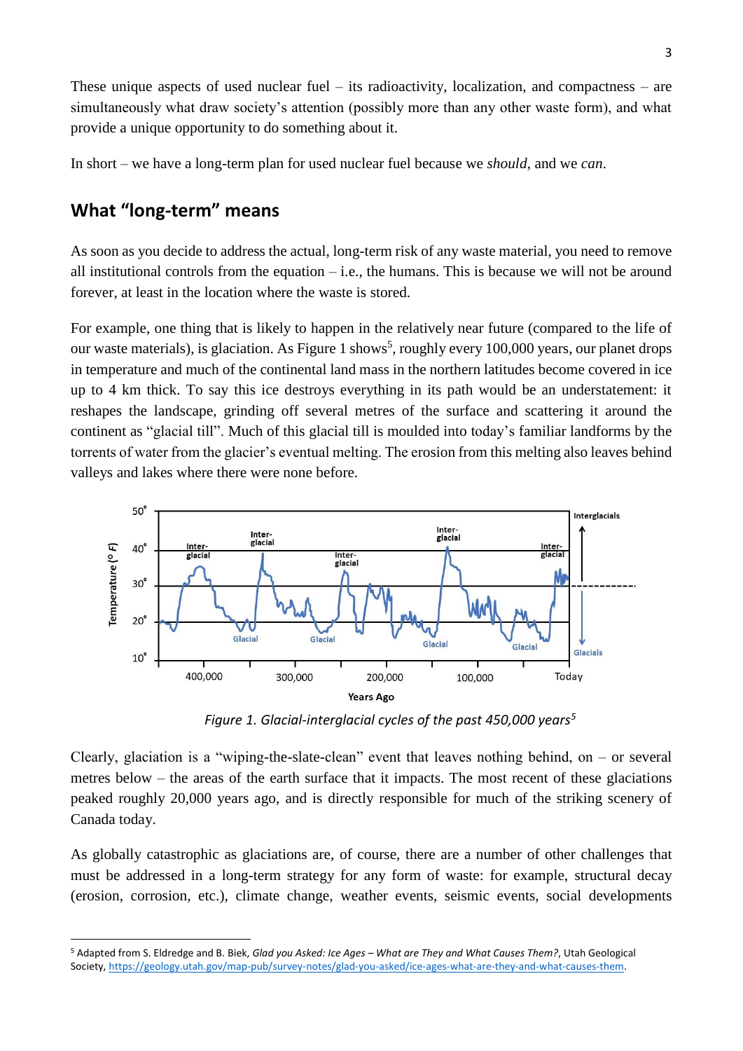These unique aspects of used nuclear fuel – its radioactivity, localization, and compactness – are simultaneously what draw society's attention (possibly more than any other waste form), and what provide a unique opportunity to do something about it.

In short – we have a long-term plan for used nuclear fuel because we *should*, and we *can*.

## What "long-term" means

As soon as you decide to address the actual, long-term risk of any waste material, you need to remove all institutional controls from the equation – i.e., the humans. This is because we will not be around forever, at least in the location where the waste is stored.

For example, one thing that is likely to happen in the relatively near future (compared to the life of our waste materials), is glaciation. As Figure 1 shows[5], roughly every 100,000 years, our planet drops in temperature and much of the continental land mass in the northern latitudes become covered in ice up to 4 km thick. To say this ice destroys everything in its path would be an understatement: it reshapes the landscape, grinding off several metres of the surface and scattering it around the continent as "glacial till". Much of this glacial till is moulded into today's familiar landforms by the torrents of water from the glacier's eventual melting. The erosion from this melting also leaves behind valleys and lakes where there were none before.

*Figure 1. Glacial-interglacial cycles of the past 450,000 years[5]*

Clearly, glaciation is a "wiping-the-slate-clean" event that leaves nothing behind, on – or several metres below – the areas of the earth surface that it impacts. The most recent of these glaciations peaked roughly 20,000 years ago, and is directly responsible for much of the striking scenery of Canada today.

As globally catastrophic as glaciations are, of course, there are a number of other challenges that must be addressed in a long-term strategy for any form of waste: for example, structural decay (erosion, corrosion, etc.), climate change, weather events, seismic events, social developments

[5] Adapted from S. Eldredge and B. Biek, *Glad you Asked: Ice Ages – What are They and What Causes Them?*, Utah Geological Society, https://geology.utah.gov/map-pub/survey-notes/glad-you-asked/ice-ages-what-are-they-and-what-causes-them.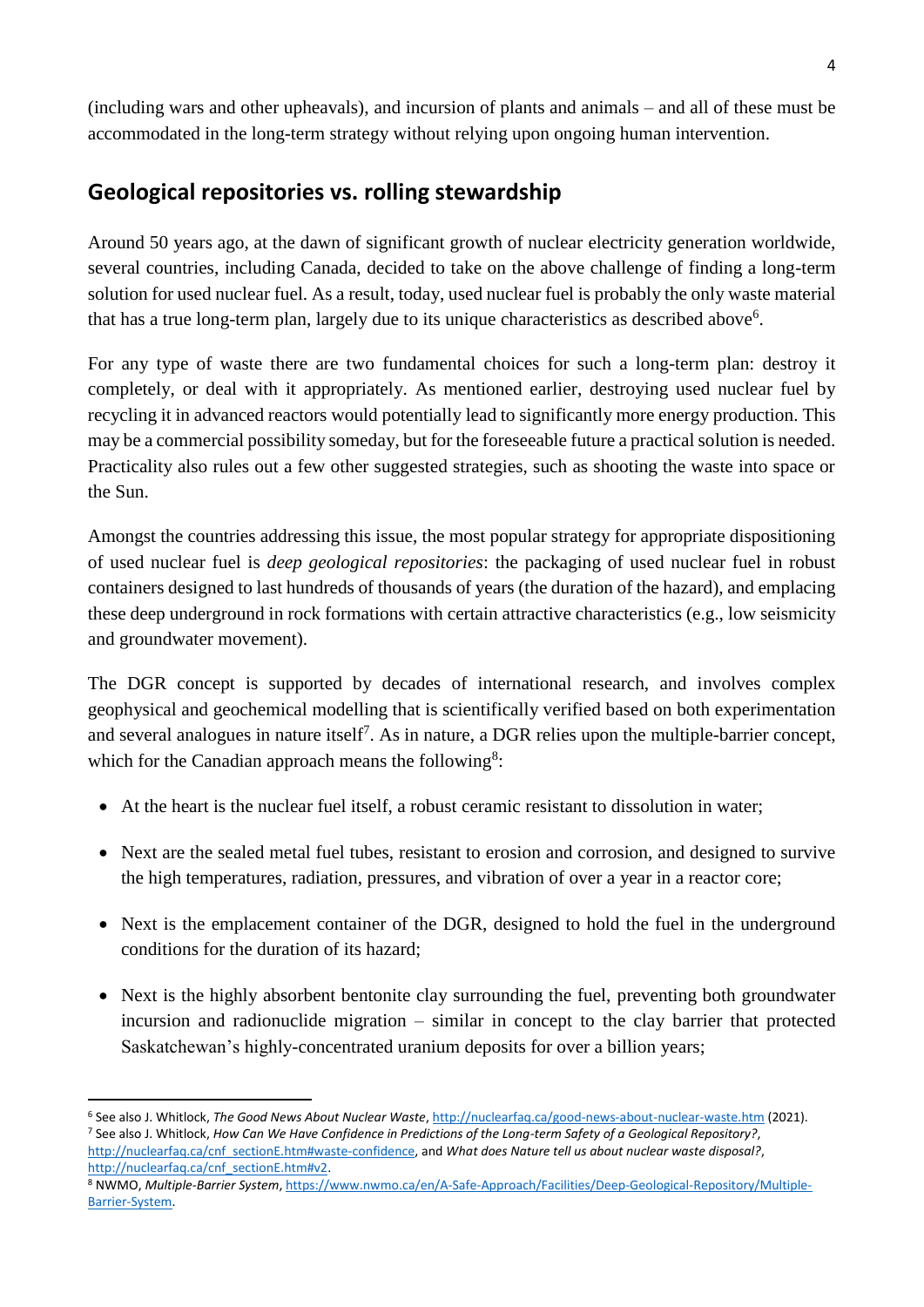(including wars and other upheavals), and incursion of plants and animals – and all of these must be accommodated in the long-term strategy without relying upon ongoing human intervention.

## Geological repositories vs. rolling stewardship

Around 50 years ago, at the dawn of significant growth of nuclear electricity generation worldwide, several countries, including Canada, decided to take on the above challenge of finding a long-term solution for used nuclear fuel. As a result, today, used nuclear fuel is probably the only waste material that has a true long-term plan, largely due to its unique characteristics as described above[6].

For any type of waste there are two fundamental choices for such a long-term plan: destroy it completely, or deal with it appropriately. As mentioned earlier, destroying used nuclear fuel by recycling it in advanced reactors would potentially lead to significantly more energy production. This may be a commercial possibility someday, but for the foreseeable future a practical solution is needed. Practicality also rules out a few other suggested strategies, such as shooting the waste into space or the Sun.

Amongst the countries addressing this issue, the most popular strategy for appropriate dispositioning of used nuclear fuel is *deep geological repositories*: the packaging of used nuclear fuel in robust containers designed to last hundreds of thousands of years (the duration of the hazard), and emplacing these deep underground in rock formations with certain attractive characteristics (e.g., low seismicity and groundwater movement).

The DGR concept is supported by decades of international research, and involves complex geophysical and geochemical modelling that is scientifically verified based on both experimentation and several analogues in nature itself[7]. As in nature, a DGR relies upon the multiple-barrier concept, which for the Canadian approach means the following[8]:

- At the heart is the nuclear fuel itself, a robust ceramic resistant to dissolution in water;
- Next are the sealed metal fuel tubes, resistant to erosion and corrosion, and designed to survive the high temperatures, radiation, pressures, and vibration of over a year in a reactor core;
- Next is the emplacement container of the DGR, designed to hold the fuel in the underground conditions for the duration of its hazard;
- Next is the highly absorbent bentonite clay surrounding the fuel, preventing both groundwater incursion and radionuclide migration – similar in concept to the clay barrier that protected Saskatchewan's highly-concentrated uranium deposits for over a billion years;

---

[6] See also J. Whitlock, *The Good News About Nuclear Waste*, http://nuclearfaq.ca/good-news-about-nuclear-waste.htm (2021).

[7] See also J. Whitlock, *How Can We Have Confidence in Predictions of the Long-term Safety of a Geological Repository?*, http://nuclearfaq.ca/cnf_sectionE.htm#waste-confidence, and *What does Nature tell us about nuclear waste disposal?*, http://nuclearfaq.ca/cnf_sectionE.htm#v2.

[8] NWMO, *Multiple-Barrier System*, https://www.nwmo.ca/en/A-Safe-Approach/Facilities/Deep-Geological-Repository/Multiple-Barrier-System.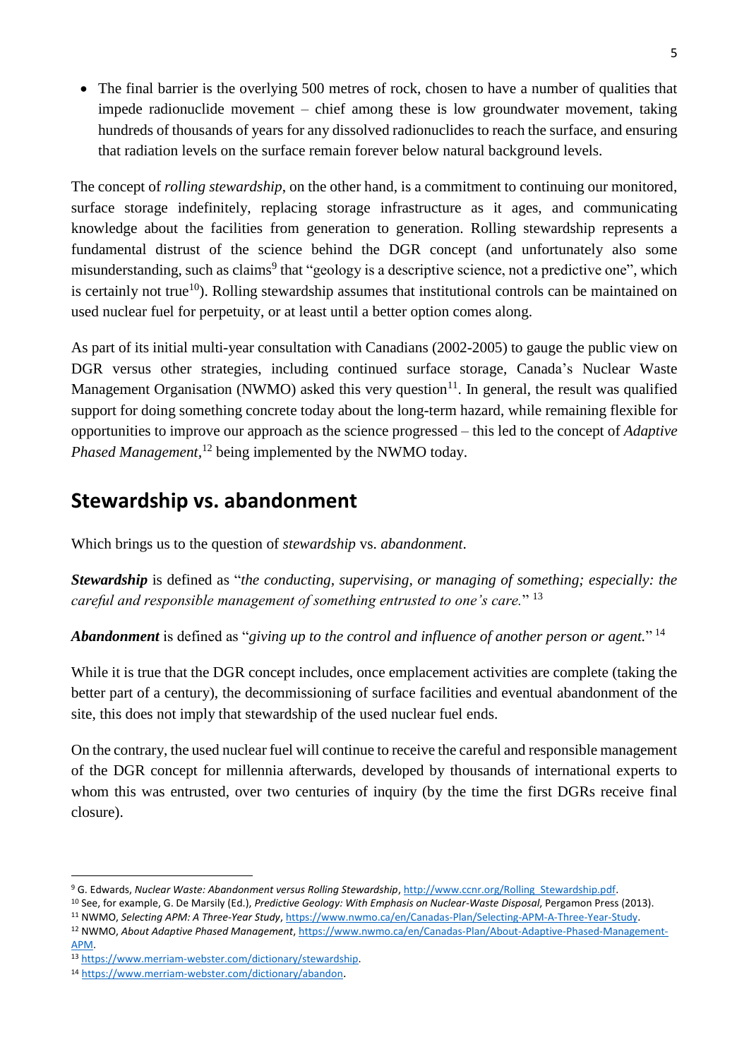- The final barrier is the overlying 500 metres of rock, chosen to have a number of qualities that impede radionuclide movement – chief among these is low groundwater movement, taking hundreds of thousands of years for any dissolved radionuclides to reach the surface, and ensuring that radiation levels on the surface remain forever below natural background levels.

The concept of *rolling stewardship*, on the other hand, is a commitment to continuing our monitored, surface storage indefinitely, replacing storage infrastructure as it ages, and communicating knowledge about the facilities from generation to generation. Rolling stewardship represents a fundamental distrust of the science behind the DGR concept (and unfortunately also some misunderstanding, such as claims[9] that "geology is a descriptive science, not a predictive one", which is certainly not true[10]). Rolling stewardship assumes that institutional controls can be maintained on used nuclear fuel for perpetuity, or at least until a better option comes along.

As part of its initial multi-year consultation with Canadians (2002-2005) to gauge the public view on DGR versus other strategies, including continued surface storage, Canada's Nuclear Waste Management Organisation (NWMO) asked this very question[11]. In general, the result was qualified support for doing something concrete today about the long-term hazard, while remaining flexible for opportunities to improve our approach as the science progressed – this led to the concept of *Adaptive Phased Management*,[12] being implemented by the NWMO today.

## Stewardship vs. abandonment

Which brings us to the question of *stewardship* vs. *abandonment*.

***Stewardship*** is defined as "*the conducting, supervising, or managing of something; especially: the careful and responsible management of something entrusted to one's care.*" [13]

***Abandonment*** is defined as "*giving up to the control and influence of another person or agent.*" [14]

While it is true that the DGR concept includes, once emplacement activities are complete (taking the better part of a century), the decommissioning of surface facilities and eventual abandonment of the site, this does not imply that stewardship of the used nuclear fuel ends.

On the contrary, the used nuclear fuel will continue to receive the careful and responsible management of the DGR concept for millennia afterwards, developed by thousands of international experts to whom this was entrusted, over two centuries of inquiry (by the time the first DGRs receive final closure).

---

[9] G. Edwards, *Nuclear Waste: Abandonment versus Rolling Stewardship*, http://www.ccnr.org/Rolling_Stewardship.pdf.

[10] See, for example, G. De Marsily (Ed.), *Predictive Geology: With Emphasis on Nuclear-Waste Disposal*, Pergamon Press (2013).

[11] NWMO, *Selecting APM: A Three-Year Study*, https://www.nwmo.ca/en/Canadas-Plan/Selecting-APM-A-Three-Year-Study.

[12] NWMO, *About Adaptive Phased Management*, https://www.nwmo.ca/en/Canadas-Plan/About-Adaptive-Phased-Management-APM.

[13] https://www.merriam-webster.com/dictionary/stewardship.

[14] https://www.merriam-webster.com/dictionary/abandon.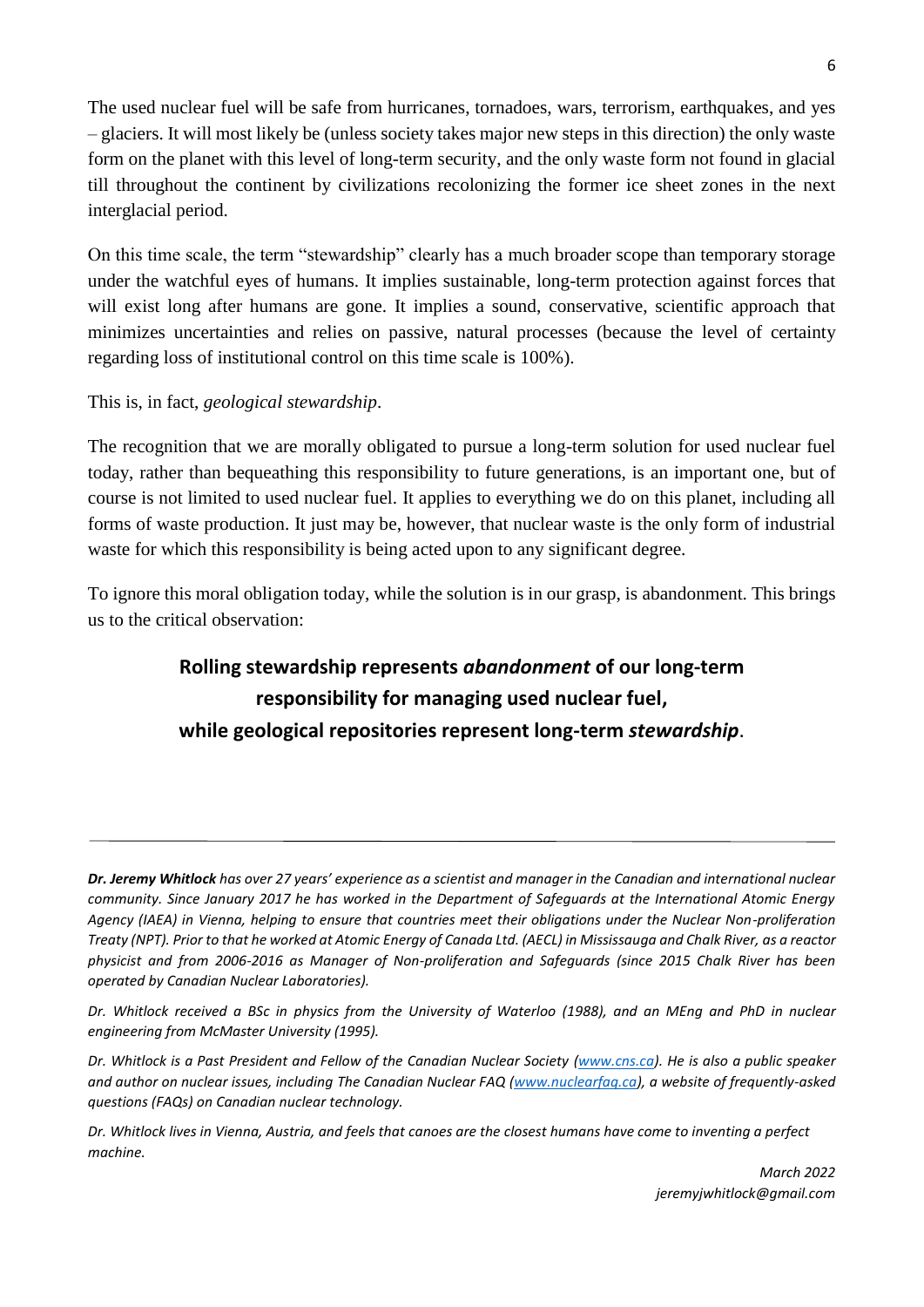The used nuclear fuel will be safe from hurricanes, tornadoes, wars, terrorism, earthquakes, and yes – glaciers. It will most likely be (unless society takes major new steps in this direction) the only waste form on the planet with this level of long-term security, and the only waste form not found in glacial till throughout the continent by civilizations recolonizing the former ice sheet zones in the next interglacial period.

On this time scale, the term "stewardship" clearly has a much broader scope than temporary storage under the watchful eyes of humans. It implies sustainable, long-term protection against forces that will exist long after humans are gone. It implies a sound, conservative, scientific approach that minimizes uncertainties and relies on passive, natural processes (because the level of certainty regarding loss of institutional control on this time scale is 100%).

This is, in fact, *geological stewardship*.

The recognition that we are morally obligated to pursue a long-term solution for used nuclear fuel today, rather than bequeathing this responsibility to future generations, is an important one, but of course is not limited to used nuclear fuel. It applies to everything we do on this planet, including all forms of waste production. It just may be, however, that nuclear waste is the only form of industrial waste for which this responsibility is being acted upon to any significant degree.

To ignore this moral obligation today, while the solution is in our grasp, is abandonment. This brings us to the critical observation:

**Rolling stewardship represents *abandonment* of our long-term responsibility for managing used nuclear fuel, while geological repositories represent long-term *stewardship*.**

---

***Dr. Jeremy Whitlock** has over 27 years' experience as a scientist and manager in the Canadian and international nuclear community. Since January 2017 he has worked in the Department of Safeguards at the International Atomic Energy Agency (IAEA) in Vienna, helping to ensure that countries meet their obligations under the Nuclear Non-proliferation Treaty (NPT). Prior to that he worked at Atomic Energy of Canada Ltd. (AECL) in Mississauga and Chalk River, as a reactor physicist and from 2006-2016 as Manager of Non-proliferation and Safeguards (since 2015 Chalk River has been operated by Canadian Nuclear Laboratories).*

*Dr. Whitlock received a BSc in physics from the University of Waterloo (1988), and an MEng and PhD in nuclear engineering from McMaster University (1995).*

*Dr. Whitlock is a Past President and Fellow of the Canadian Nuclear Society (www.cns.ca). He is also a public speaker and author on nuclear issues, including The Canadian Nuclear FAQ (www.nuclearfaq.ca), a website of frequently-asked questions (FAQs) on Canadian nuclear technology.*

*Dr. Whitlock lives in Vienna, Austria, and feels that canoes are the closest humans have come to inventing a perfect machine.*

*March 2022*
*jeremyjwhitlock@gmail.com*